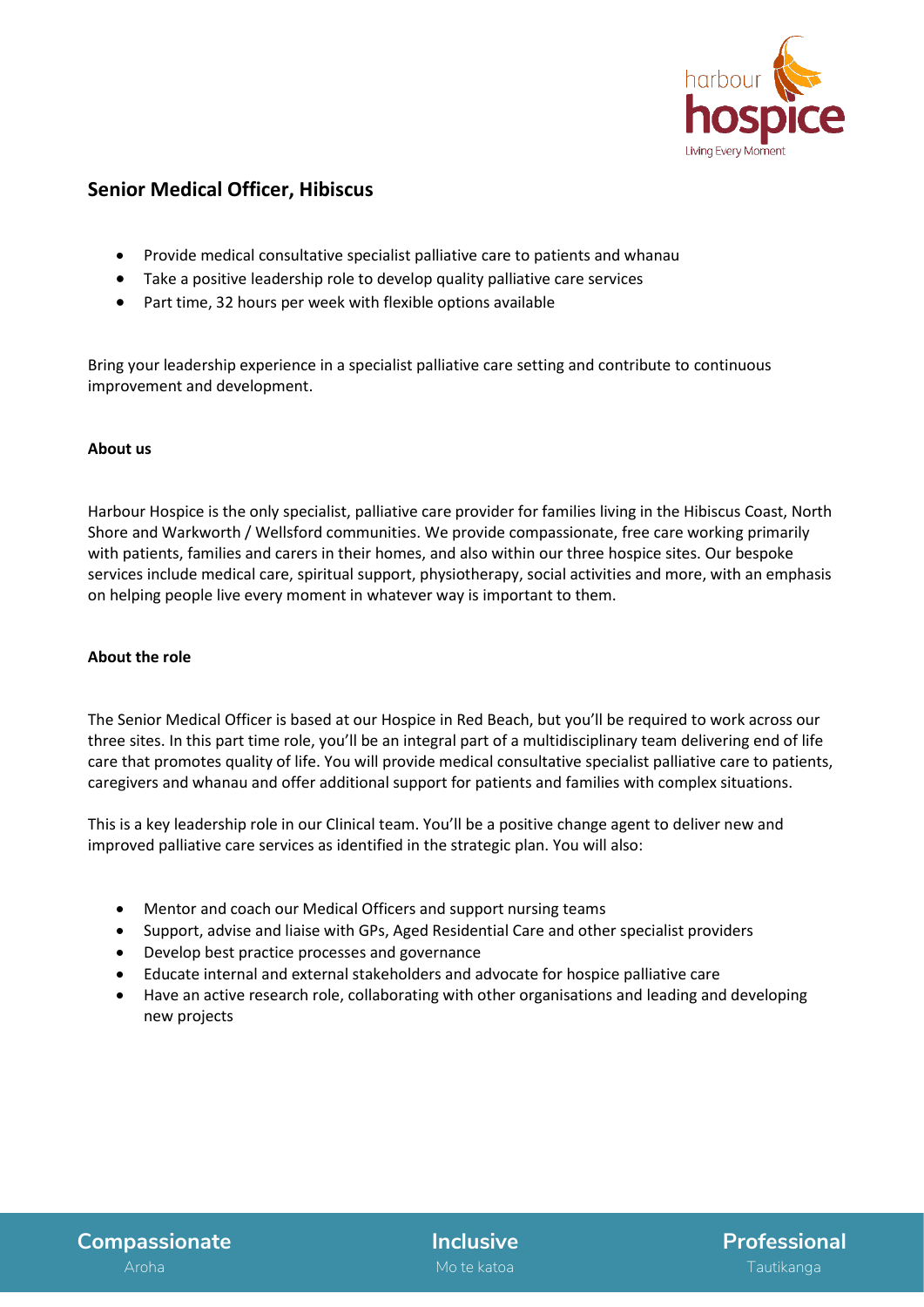# Senior Medical Officer, Hibiscus

- Provide medical consultative specialist palliative care to patients and whanau
- Take a positive leadership role to develop quality palliative care services
- Part time, 32 hours per week with flexible options available

Bring your leadership experience in a specialist palliative care setting and contribute to continuous improvement and development.

**About us**

Harbour Hospice is the only specialist, palliative care provider for families living in the Hibiscus Coast, North Shore and Warkworth / Wellsford communities. We provide compassionate, free care working primarily with patients, families and carers in their homes, and also within our three hospice sites. Our bespoke services include medical care, spiritual support, physiotherapy, social activities and more, with an emphasis on helping people live every moment in whatever way is important to them.

**About the role**

The Senior Medical Officer is based at our Hospice in Red Beach, but you'll be required to work across our three sites. In this part time role, you'll be an integral part of a multidisciplinary team delivering end of life care that promotes quality of life. You will provide medical consultative specialist palliative care to patients, caregivers and whanau and offer additional support for patients and families with complex situations.

This is a key leadership role in our Clinical team. You'll be a positive change agent to deliver new and improved palliative care services as identified in the strategic plan. You will also:

- Mentor and coach our Medical Officers and support nursing teams
- Support, advise and liaise with GPs, Aged Residential Care and other specialist providers
- Develop best practice processes and governance
- Educate internal and external stakeholders and advocate for hospice palliative care
- Have an active research role, collaborating with other organisations and leading and developing new projects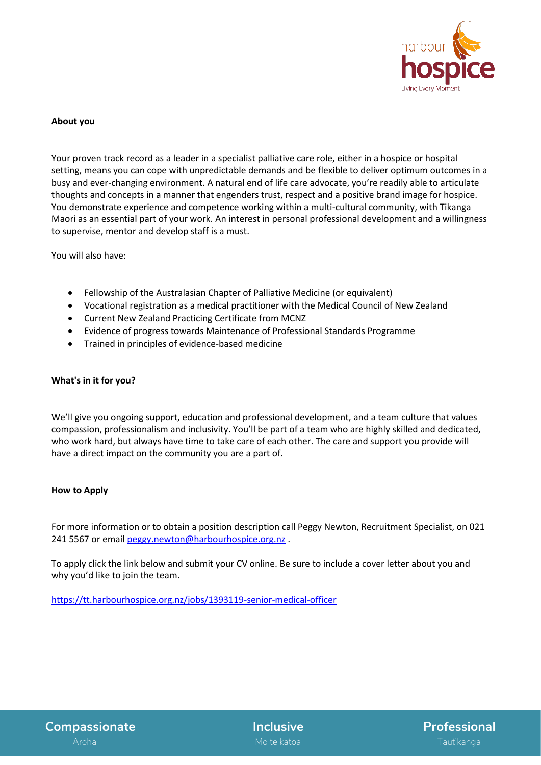harbour hospice
Living Every Moment

**About you**

Your proven track record as a leader in a specialist palliative care role, either in a hospice or hospital setting, means you can cope with unpredictable demands and be flexible to deliver optimum outcomes in a busy and ever-changing environment. A natural end of life care advocate, you're readily able to articulate thoughts and concepts in a manner that engenders trust, respect and a positive brand image for hospice. You demonstrate experience and competence working within a multi-cultural community, with Tikanga Maori as an essential part of your work. An interest in personal professional development and a willingness to supervise, mentor and develop staff is a must.

You will also have:

- Fellowship of the Australasian Chapter of Palliative Medicine (or equivalent)
- Vocational registration as a medical practitioner with the Medical Council of New Zealand
- Current New Zealand Practicing Certificate from MCNZ
- Evidence of progress towards Maintenance of Professional Standards Programme
- Trained in principles of evidence-based medicine

**What's in it for you?**

We'll give you ongoing support, education and professional development, and a team culture that values compassion, professionalism and inclusivity. You'll be part of a team who are highly skilled and dedicated, who work hard, but always have time to take care of each other. The care and support you provide will have a direct impact on the community you are a part of.

**How to Apply**

For more information or to obtain a position description call Peggy Newton, Recruitment Specialist, on 021 241 5567 or email peggy.newton@harbourhospice.org.nz .

To apply click the link below and submit your CV online. Be sure to include a cover letter about you and why you'd like to join the team.

https://tt.harbourhospice.org.nz/jobs/1393119-senior-medical-officer

**Compassionate** Aroha | **Inclusive** Mo te katoa | **Professional** Tautikanga